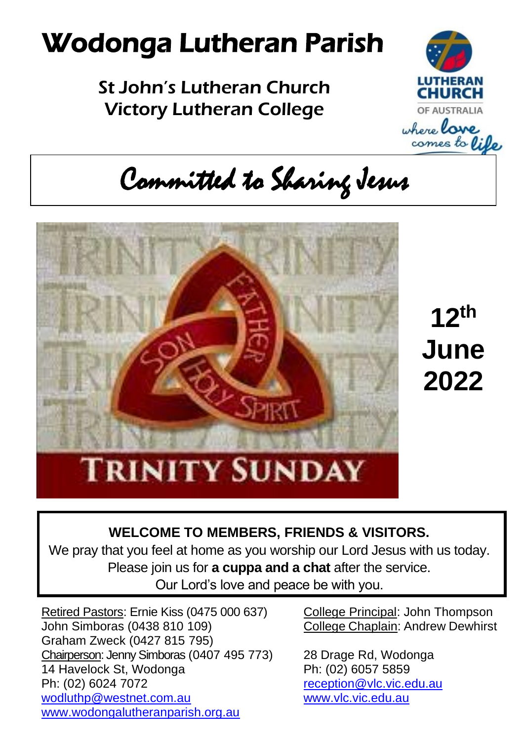# Wodonga Lutheran Parish

## St John's Lutheran Church
## Victory Lutheran College

LUTHERAN CHURCH OF AUSTRALIA
*where love comes to life*

*Committed to Sharing Jesus*

TRINITY SUNDAY

**12th June 2022**

**WELCOME TO MEMBERS, FRIENDS & VISITORS.**

We pray that you feel at home as you worship our Lord Jesus with us today. Please join us for **a cuppa and a chat** after the service. Our Lord's love and peace be with you.

Retired Pastors: Ernie Kiss (0475 000 637)
John Simboras (0438 810 109)
Graham Zweck (0427 815 795)
Chairperson: Jenny Simboras (0407 495 773)
14 Havelock St, Wodonga
Ph: (02) 6024 7072
wodluthp@westnet.com.au
www.wodongalutheranparish.org.au

College Principal: John Thompson
College Chaplain: Andrew Dewhirst

28 Drage Rd, Wodonga
Ph: (02) 6057 5859
reception@vlc.vic.edu.au
www.vlc.vic.edu.au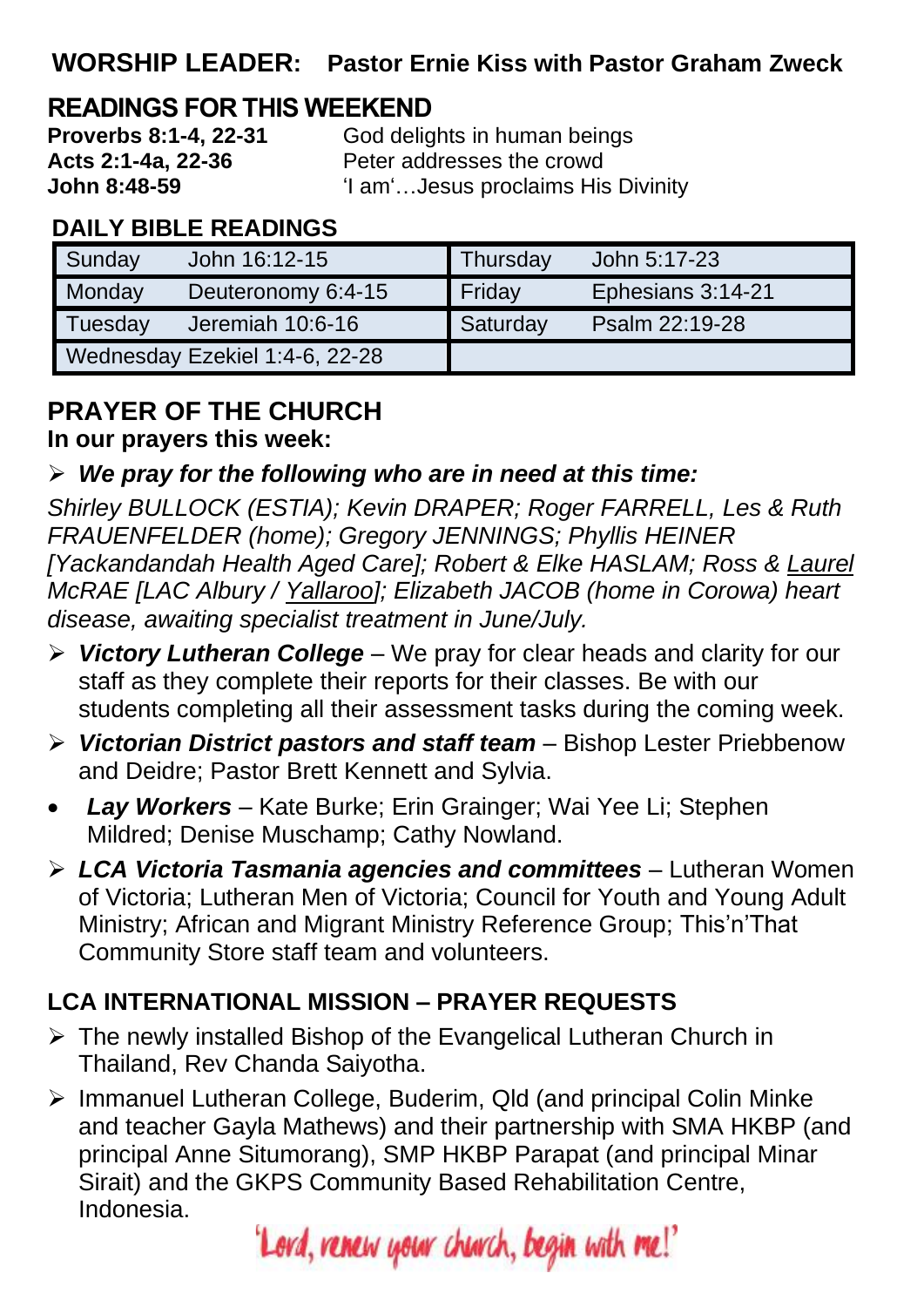## WORSHIP LEADER: Pastor Ernie Kiss with Pastor Graham Zweck

## READINGS FOR THIS WEEKEND

**Proverbs 8:1-4, 22-31** God delights in human beings
**Acts 2:1-4a, 22-36** Peter addresses the crowd
**John 8:48-59** 'I am'…Jesus proclaims His Divinity

## DAILY BIBLE READINGS

| Sunday | John 16:12-15 | Thursday | John 5:17-23 |
|---|---|---|---|
| Monday | Deuteronomy 6:4-15 | Friday | Ephesians 3:14-21 |
| Tuesday | Jeremiah 10:6-16 | Saturday | Psalm 22:19-28 |
| Wednesday | Ezekiel 1:4-6, 22-28 | | |

## PRAYER OF THE CHURCH

**In our prayers this week:**

- ***We pray for the following who are in need at this time:***

*Shirley BULLOCK (ESTIA); Kevin DRAPER; Roger FARRELL, Les & Ruth FRAUENFELDER (home); Gregory JENNINGS; Phyllis HEINER [Yackandandah Health Aged Care]; Robert & Elke HASLAM; Ross & Laurel McRAE [LAC Albury / Yallaroo]; Elizabeth JACOB (home in Corowa) heart disease, awaiting specialist treatment in June/July.*

- ***Victory Lutheran College*** – We pray for clear heads and clarity for our staff as they complete their reports for their classes. Be with our students completing all their assessment tasks during the coming week.
- ***Victorian District pastors and staff team*** – Bishop Lester Priebbenow and Deidre; Pastor Brett Kennett and Sylvia.
- ***Lay Workers*** – Kate Burke; Erin Grainger; Wai Yee Li; Stephen Mildred; Denise Muschamp; Cathy Nowland.
- ***LCA Victoria Tasmania agencies and committees*** – Lutheran Women of Victoria; Lutheran Men of Victoria; Council for Youth and Young Adult Ministry; African and Migrant Ministry Reference Group; This'n'That Community Store staff team and volunteers.

## LCA INTERNATIONAL MISSION – PRAYER REQUESTS

- The newly installed Bishop of the Evangelical Lutheran Church in Thailand, Rev Chanda Saiyotha.
- Immanuel Lutheran College, Buderim, Qld (and principal Colin Minke and teacher Gayla Mathews) and their partnership with SMA HKBP (and principal Anne Situmorang), SMP HKBP Parapat (and principal Minar Sirait) and the GKPS Community Based Rehabilitation Centre, Indonesia.

'Lord, renew your church, begin with me!'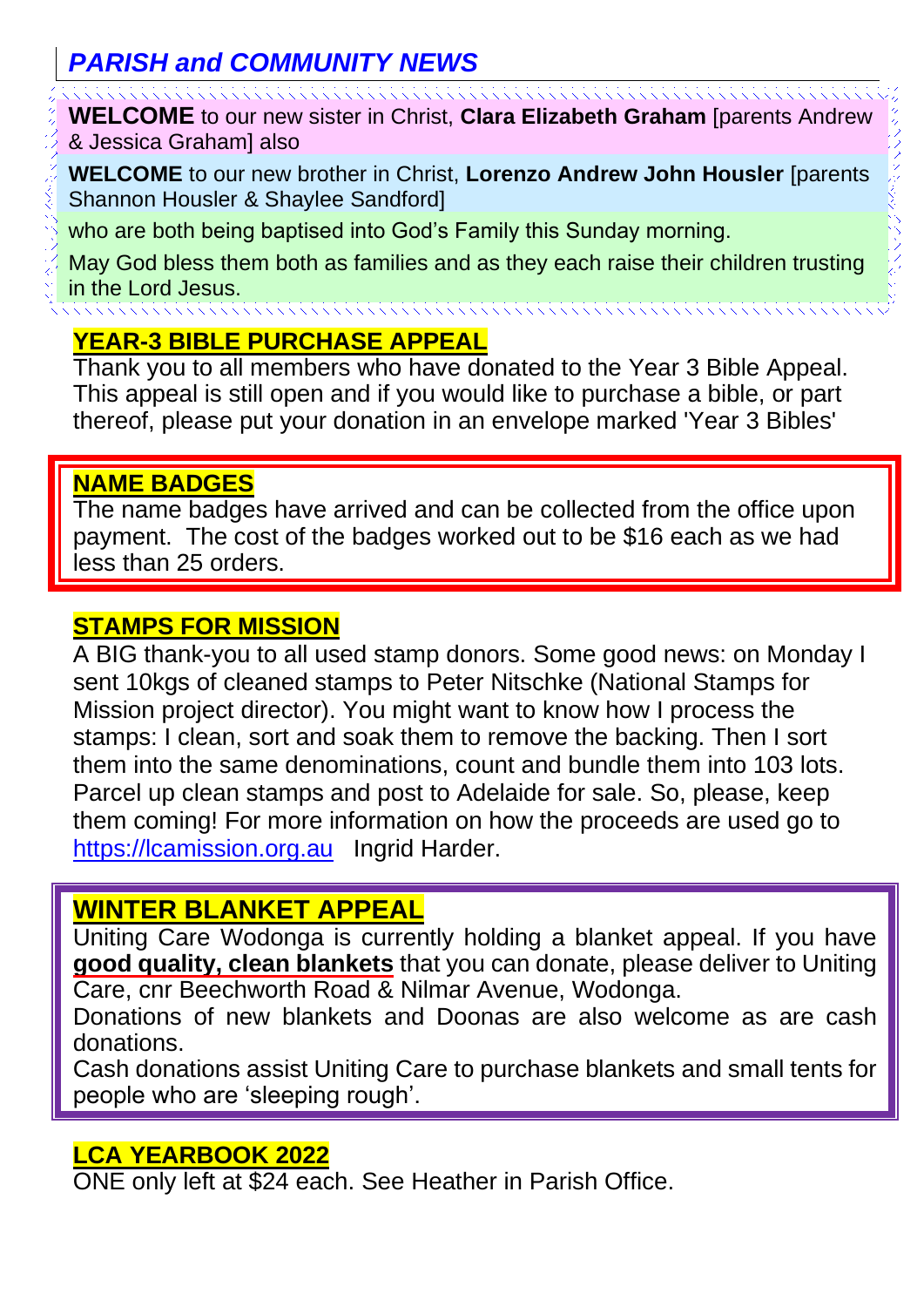## *PARISH and COMMUNITY NEWS*

**WELCOME** to our new sister in Christ, **Clara Elizabeth Graham** [parents Andrew & Jessica Graham] also

**WELCOME** to our new brother in Christ, **Lorenzo Andrew John Housler** [parents Shannon Housler & Shaylee Sandford]

who are both being baptised into God's Family this Sunday morning.

May God bless them both as families and as they each raise their children trusting in the Lord Jesus.

### YEAR-3 BIBLE PURCHASE APPEAL

Thank you to all members who have donated to the Year 3 Bible Appeal. This appeal is still open and if you would like to purchase a bible, or part thereof, please put your donation in an envelope marked 'Year 3 Bibles'

### NAME BADGES

The name badges have arrived and can be collected from the office upon payment. The cost of the badges worked out to be $16 each as we had less than 25 orders.

### STAMPS FOR MISSION

A BIG thank-you to all used stamp donors. Some good news: on Monday I sent 10kgs of cleaned stamps to Peter Nitschke (National Stamps for Mission project director). You might want to know how I process the stamps: I clean, sort and soak them to remove the backing. Then I sort them into the same denominations, count and bundle them into 103 lots. Parcel up clean stamps and post to Adelaide for sale. So, please, keep them coming! For more information on how the proceeds are used go to https://lcamission.org.au Ingrid Harder.

### WINTER BLANKET APPEAL

Uniting Care Wodonga is currently holding a blanket appeal. If you have **good quality, clean blankets** that you can donate, please deliver to Uniting Care, cnr Beechworth Road & Nilmar Avenue, Wodonga.

Donations of new blankets and Doonas are also welcome as are cash donations.

Cash donations assist Uniting Care to purchase blankets and small tents for people who are 'sleeping rough'.

### LCA YEARBOOK 2022

ONE only left at $24 each. See Heather in Parish Office.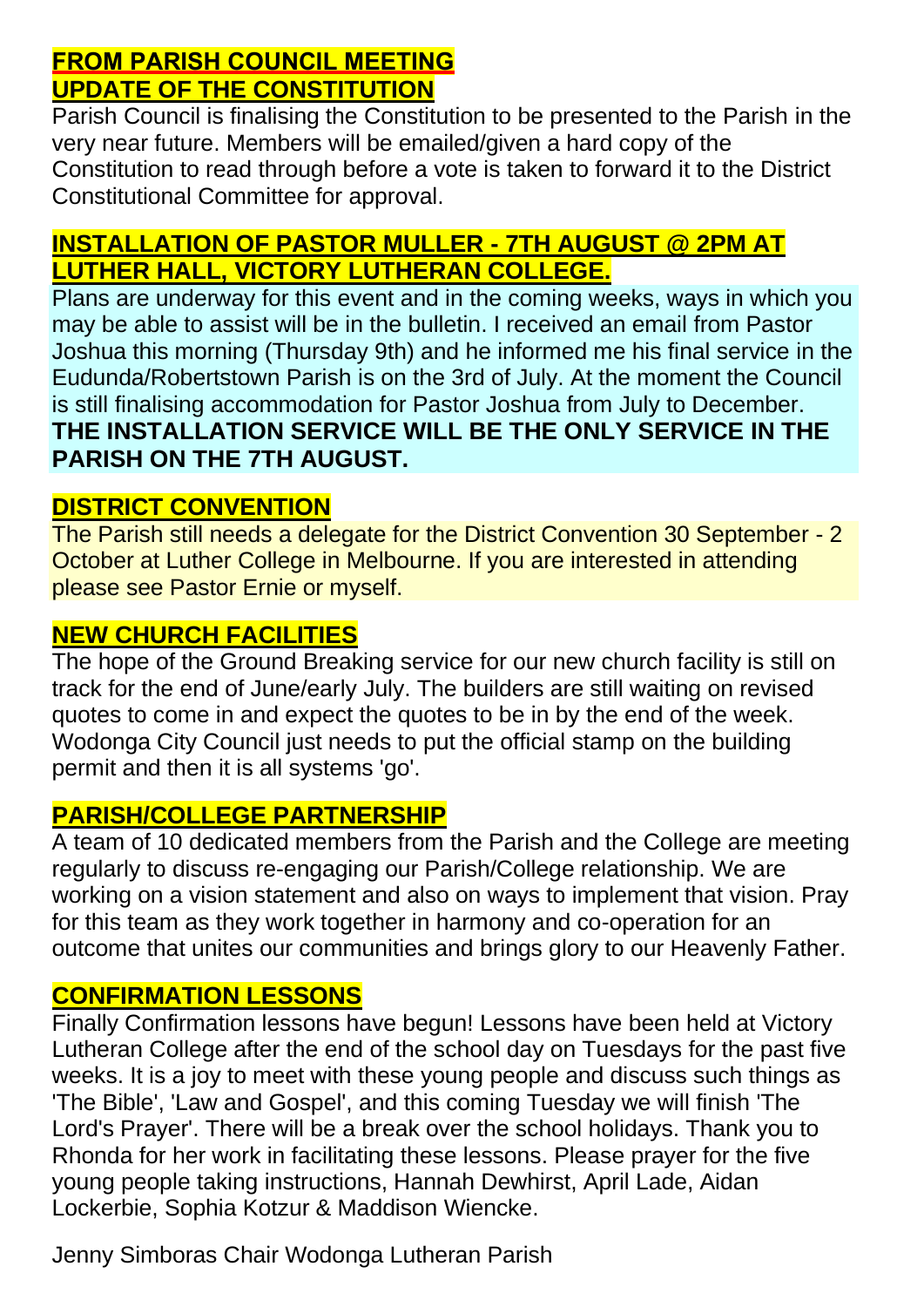## FROM PARISH COUNCIL MEETING

### UPDATE OF THE CONSTITUTION

Parish Council is finalising the Constitution to be presented to the Parish in the very near future. Members will be emailed/given a hard copy of the Constitution to read through before a vote is taken to forward it to the District Constitutional Committee for approval.

### INSTALLATION OF PASTOR MULLER - 7TH AUGUST @ 2PM AT LUTHER HALL, VICTORY LUTHERAN COLLEGE.

Plans are underway for this event and in the coming weeks, ways in which you may be able to assist will be in the bulletin. I received an email from Pastor Joshua this morning (Thursday 9th) and he informed me his final service in the Eudunda/Robertstown Parish is on the 3rd of July. At the moment the Council is still finalising accommodation for Pastor Joshua from July to December.

**THE INSTALLATION SERVICE WILL BE THE ONLY SERVICE IN THE PARISH ON THE 7TH AUGUST.**

### DISTRICT CONVENTION

The Parish still needs a delegate for the District Convention 30 September - 2 October at Luther College in Melbourne. If you are interested in attending please see Pastor Ernie or myself.

### NEW CHURCH FACILITIES

The hope of the Ground Breaking service for our new church facility is still on track for the end of June/early July. The builders are still waiting on revised quotes to come in and expect the quotes to be in by the end of the week. Wodonga City Council just needs to put the official stamp on the building permit and then it is all systems 'go'.

### PARISH/COLLEGE PARTNERSHIP

A team of 10 dedicated members from the Parish and the College are meeting regularly to discuss re-engaging our Parish/College relationship. We are working on a vision statement and also on ways to implement that vision. Pray for this team as they work together in harmony and co-operation for an outcome that unites our communities and brings glory to our Heavenly Father.

### CONFIRMATION LESSONS

Finally Confirmation lessons have begun! Lessons have been held at Victory Lutheran College after the end of the school day on Tuesdays for the past five weeks. It is a joy to meet with these young people and discuss such things as 'The Bible', 'Law and Gospel', and this coming Tuesday we will finish 'The Lord's Prayer'. There will be a break over the school holidays. Thank you to Rhonda for her work in facilitating these lessons. Please prayer for the five young people taking instructions, Hannah Dewhirst, April Lade, Aidan Lockerbie, Sophia Kotzur & Maddison Wiencke.

Jenny Simboras Chair Wodonga Lutheran Parish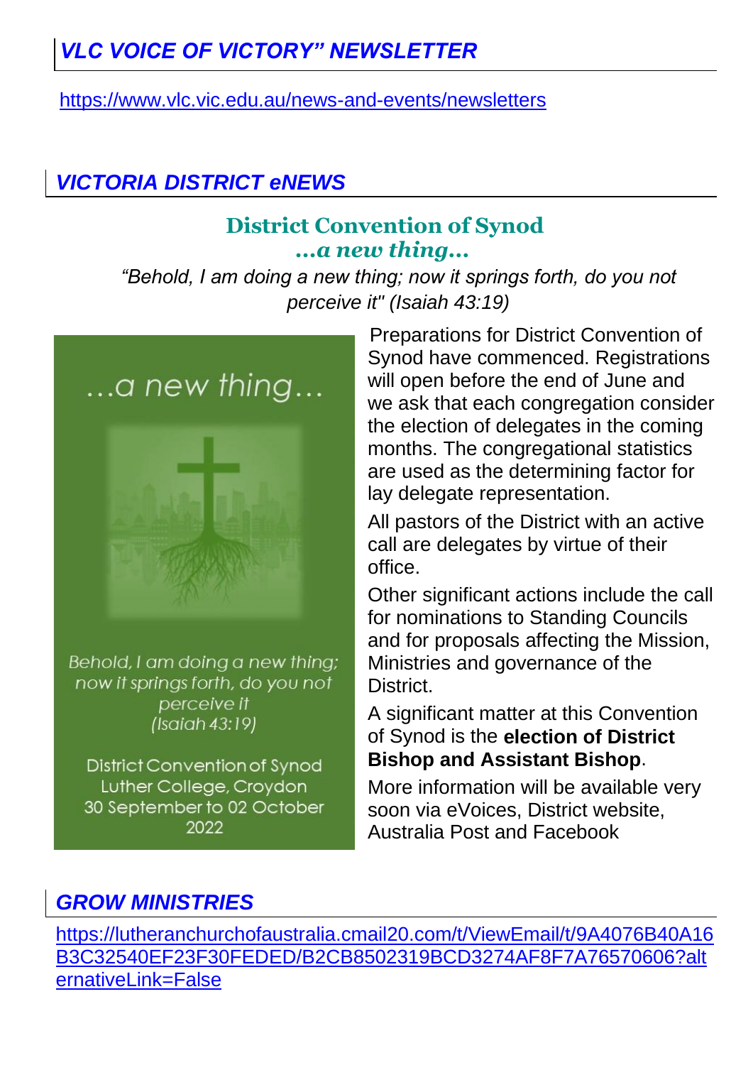## *VLC VOICE OF VICTORY" NEWSLETTER*

https://www.vlc.vic.edu.au/news-and-events/newsletters

## *VICTORIA DISTRICT eNEWS*

### District Convention of Synod
### *...a new thing...*

*"Behold, I am doing a new thing; now it springs forth, do you not perceive it" (Isaiah 43:19)*

...a new thing...

*Behold, I am doing a new thing; now it springs forth, do you not perceive it (Isaiah 43:19)*

District Convention of Synod
Luther College, Croydon
30 September to 02 October 2022

Preparations for District Convention of Synod have commenced. Registrations will open before the end of June and we ask that each congregation consider the election of delegates in the coming months. The congregational statistics are used as the determining factor for lay delegate representation.

All pastors of the District with an active call are delegates by virtue of their office.

Other significant actions include the call for nominations to Standing Councils and for proposals affecting the Mission, Ministries and governance of the District.

A significant matter at this Convention of Synod is the **election of District Bishop and Assistant Bishop**.

More information will be available very soon via eVoices, District website, Australia Post and Facebook

## *GROW MINISTRIES*

https://lutheranchurchofaustralia.cmail20.com/t/ViewEmail/t/9A4076B40A16B3C32540EF23F30FEDED/B2CB8502319BCD3274AF8F7A76570606?alternativeLink=False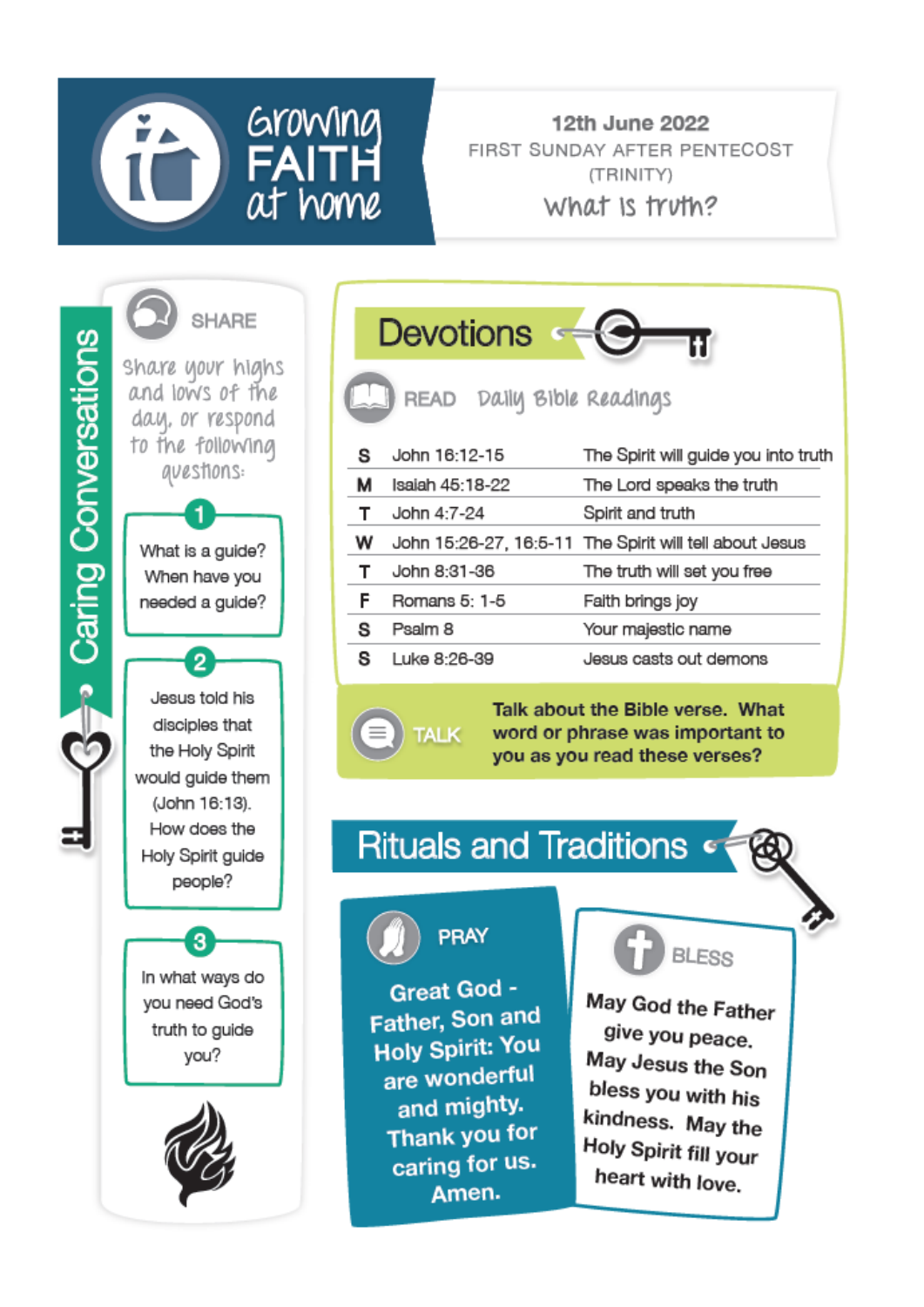# Growing FAITH at home

**12th June 2022**
FIRST SUNDAY AFTER PENTECOST (TRINITY)
*What is truth?*

## Caring Conversations

### SHARE

*Share your highs and lows of the day, or respond to the following questions:*

1. What is a guide? When have you needed a guide?
2. Jesus told his disciples that the Holy Spirit would guide them (John 16:13). How does the Holy Spirit guide people?
3. In what ways do you need God's truth to guide you?

## Devotions

### READ *Daily Bible Readings*

| | | |
|---|---|---|
| S | John 16:12-15 | The Spirit will guide you into truth |
| M | Isaiah 45:18-22 | The Lord speaks the truth |
| T | John 4:7-24 | Spirit and truth |
| W | John 15:26-27, 16:5-11 | The Spirit will tell about Jesus |
| T | John 8:31-36 | The truth will set you free |
| F | Romans 5: 1-5 | Faith brings joy |
| S | Psalm 8 | Your majestic name |
| S | Luke 8:26-39 | Jesus casts out demons |

### TALK

**Talk about the Bible verse. What word or phrase was important to you as you read these verses?**

## Rituals and Traditions

### PRAY

**Great God - Father, Son and Holy Spirit: You are wonderful and mighty. Thank you for caring for us. Amen.**

### BLESS

**May God the Father give you peace. May Jesus the Son bless you with his kindness. May the Holy Spirit fill your heart with love.**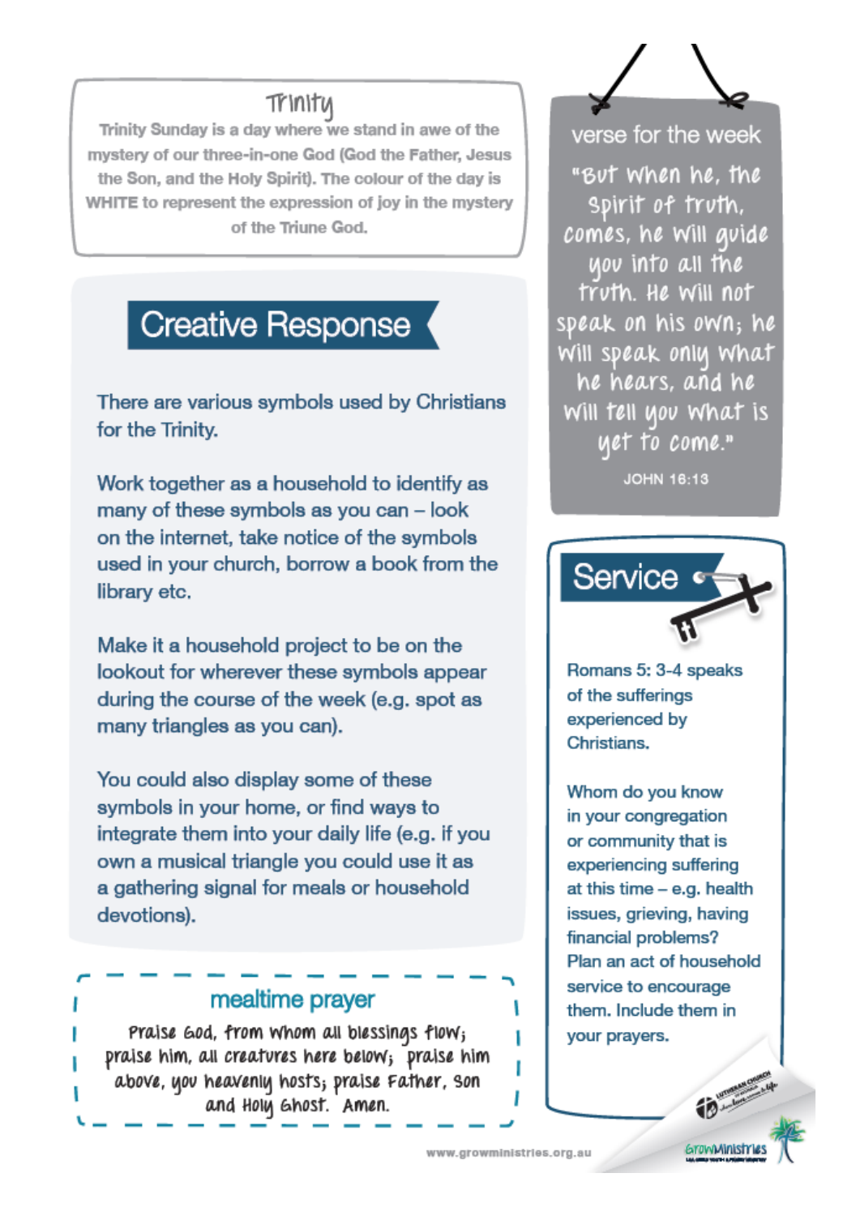## Trinity

Trinity Sunday is a day where we stand in awe of the mystery of our three-in-one God (God the Father, Jesus the Son, and the Holy Spirit). The colour of the day is WHITE to represent the expression of joy in the mystery of the Triune God.

## Creative Response

There are various symbols used by Christians for the Trinity.

Work together as a household to identify as many of these symbols as you can – look on the internet, take notice of the symbols used in your church, borrow a book from the library etc.

Make it a household project to be on the lookout for wherever these symbols appear during the course of the week (e.g. spot as many triangles as you can).

You could also display some of these symbols in your home, or find ways to integrate them into your daily life (e.g. if you own a musical triangle you could use it as a gathering signal for meals or household devotions).

## mealtime prayer

Praise God, from whom all blessings flow; praise him, all creatures here below; praise him above, you heavenly hosts; praise Father, Son and Holy Ghost. Amen.

## verse for the week

"But when he, the Spirit of truth, comes, he will guide you into all the truth. He will not speak on his own; he will speak only what he hears, and he will tell you what is yet to come."

JOHN 16:13

## Service

Romans 5: 3-4 speaks of the sufferings experienced by Christians.

Whom do you know in your congregation or community that is experiencing suffering at this time – e.g. health issues, grieving, having financial problems? Plan an act of household service to encourage them. Include them in your prayers.

www.growministries.org.au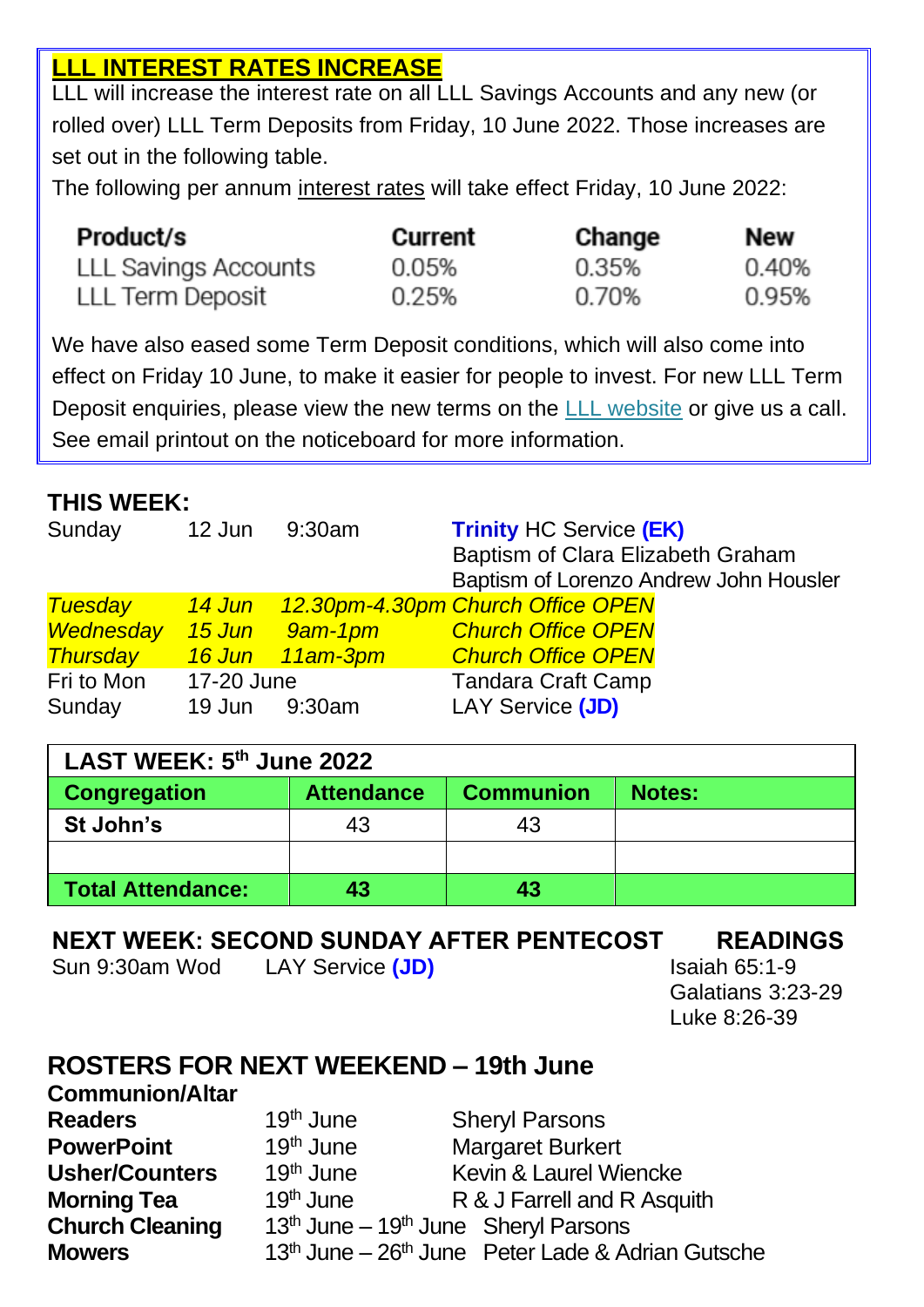## LLL INTEREST RATES INCREASE

LLL will increase the interest rate on all LLL Savings Accounts and any new (or rolled over) LLL Term Deposits from Friday, 10 June 2022. Those increases are set out in the following table.

The following per annum interest rates will take effect Friday, 10 June 2022:

| Product/s | Current | Change | New |
|---|---|---|---|
| LLL Savings Accounts | 0.05% | 0.35% | 0.40% |
| LLL Term Deposit | 0.25% | 0.70% | 0.95% |

We have also eased some Term Deposit conditions, which will also come into effect on Friday 10 June, to make it easier for people to invest. For new LLL Term Deposit enquiries, please view the new terms on the LLL website or give us a call. See email printout on the noticeboard for more information.

## THIS WEEK:

| | | | |
|---|---|---|---|
| Sunday | 12 Jun | 9:30am | **Trinity** HC Service **(EK)**<br>Baptism of Clara Elizabeth Graham<br>Baptism of Lorenzo Andrew John Housler |
| *Tuesday* | *14 Jun* | *12.30pm-4.30pm* | *Church Office OPEN* |
| *Wednesday* | *15 Jun* | *9am-1pm* | *Church Office OPEN* |
| *Thursday* | *16 Jun* | *11am-3pm* | *Church Office OPEN* |
| Fri to Mon | 17-20 June | | Tandara Craft Camp |
| Sunday | 19 Jun | 9:30am | LAY Service **(JD)** |

| LAST WEEK: 5th June 2022 | | | |
|---|---|---|---|
| **Congregation** | **Attendance** | **Communion** | **Notes:** |
| **St John's** | 43 | 43 | |
| | | | |
| **Total Attendance:** | **43** | **43** | |

## NEXT WEEK: SECOND SUNDAY AFTER PENTECOST

Sun 9:30am Wod LAY Service **(JD)**

**READINGS**

Isaiah 65:1-9
Galatians 3:23-29
Luke 8:26-39

## ROSTERS FOR NEXT WEEKEND – 19th June

| | | |
|---|---|---|
| **Communion/Altar** | | |
| **Readers** | 19th June | Sheryl Parsons |
| **PowerPoint** | 19th June | Margaret Burkert |
| **Usher/Counters** | 19th June | Kevin & Laurel Wiencke |
| **Morning Tea** | 19th June | R & J Farrell and R Asquith |
| **Church Cleaning** | 13th June – 19th June | Sheryl Parsons |
| **Mowers** | 13th June – 26th June | Peter Lade & Adrian Gutsche |